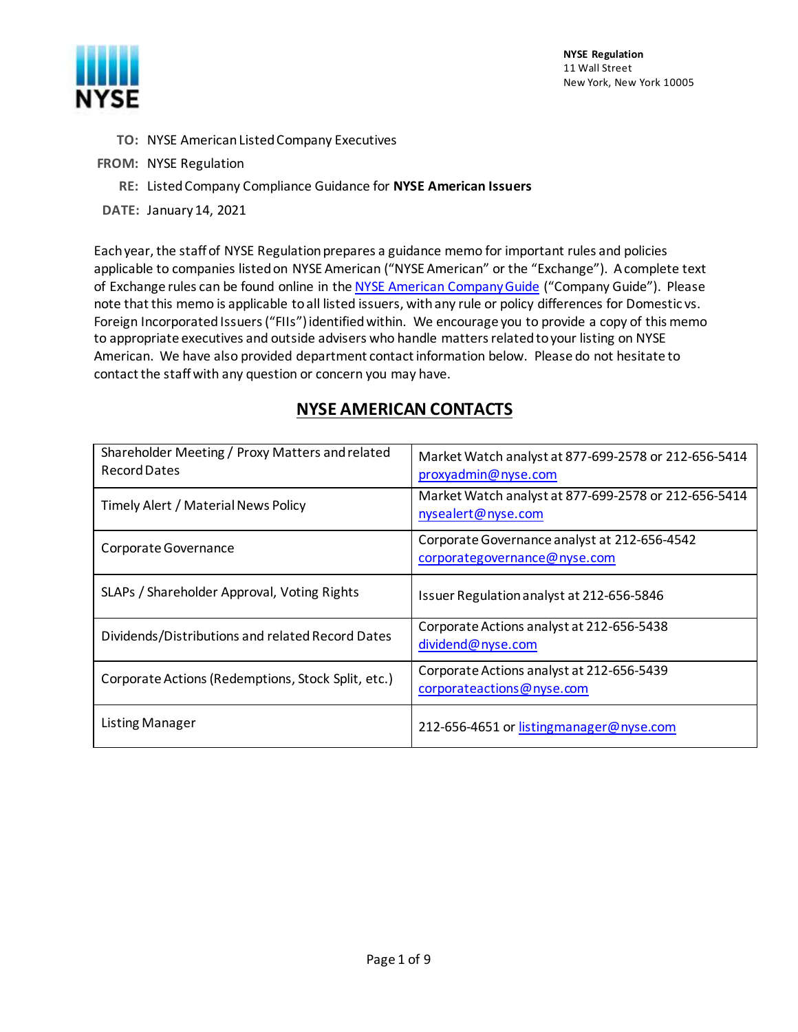**NYSE Regulation**
11 Wall Street
New York, New York 10005

**TO:** NYSE American Listed Company Executives

**FROM:** NYSE Regulation

**RE:** Listed Company Compliance Guidance for **NYSE American Issuers**

**DATE:** January 14, 2021

Each year, the staff of NYSE Regulation prepares a guidance memo for important rules and policies applicable to companies listed on NYSE American ("NYSE American" or the "Exchange"). A complete text of Exchange rules can be found online in the NYSE American Company Guide ("Company Guide"). Please note that this memo is applicable to all listed issuers, with any rule or policy differences for Domestic vs. Foreign Incorporated Issuers ("FIIs") identified within. We encourage you to provide a copy of this memo to appropriate executives and outside advisers who handle matters related to your listing on NYSE American. We have also provided department contact information below. Please do not hesitate to contact the staff with any question or concern you may have.

## NYSE AMERICAN CONTACTS

| | |
|---|---|
| Shareholder Meeting / Proxy Matters and related Record Dates | Market Watch analyst at 877-699-2578 or 212-656-5414 proxyadmin@nyse.com |
| Timely Alert / Material News Policy | Market Watch analyst at 877-699-2578 or 212-656-5414 nysealert@nyse.com |
| Corporate Governance | Corporate Governance analyst at 212-656-4542 corporategovernance@nyse.com |
| SLAPs / Shareholder Approval, Voting Rights | Issuer Regulation analyst at 212-656-5846 |
| Dividends/Distributions and related Record Dates | Corporate Actions analyst at 212-656-5438 dividend@nyse.com |
| Corporate Actions (Redemptions, Stock Split, etc.) | Corporate Actions analyst at 212-656-5439 corporateactions@nyse.com |
| Listing Manager | 212-656-4651 or listingmanager@nyse.com |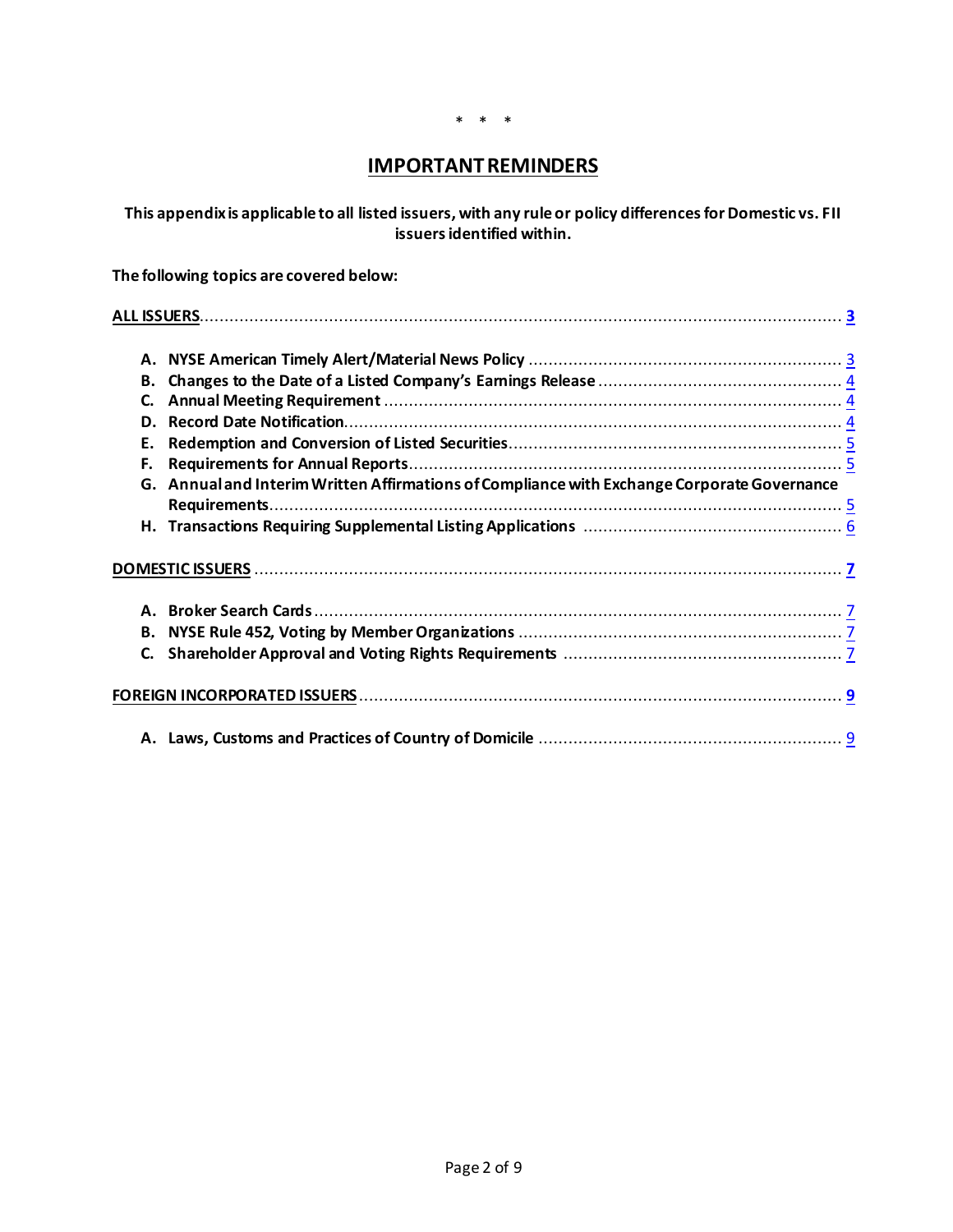\*　\*　\*

# IMPORTANT REMINDERS

**This appendix is applicable to all listed issuers, with any rule or policy differences for Domestic vs. FII issuers identified within.**

**The following topics are covered below:**

**ALL ISSUERS** .......... **3**

- **A. NYSE American Timely Alert/Material News Policy** .......... 3
- **B. Changes to the Date of a Listed Company's Earnings Release** .......... 4
- **C. Annual Meeting Requirement** .......... 4
- **D. Record Date Notification** .......... 4
- **E. Redemption and Conversion of Listed Securities** .......... 5
- **F. Requirements for Annual Reports** .......... 5
- **G. Annual and Interim Written Affirmations of Compliance with Exchange Corporate Governance Requirements** .......... 5
- **H. Transactions Requiring Supplemental Listing Applications** .......... 6

**DOMESTIC ISSUERS** .......... **7**

- **A. Broker Search Cards** .......... 7
- **B. NYSE Rule 452, Voting by Member Organizations** .......... 7
- **C. Shareholder Approval and Voting Rights Requirements** .......... 7

**FOREIGN INCORPORATED ISSUERS** .......... **9**

- **A. Laws, Customs and Practices of Country of Domicile** .......... 9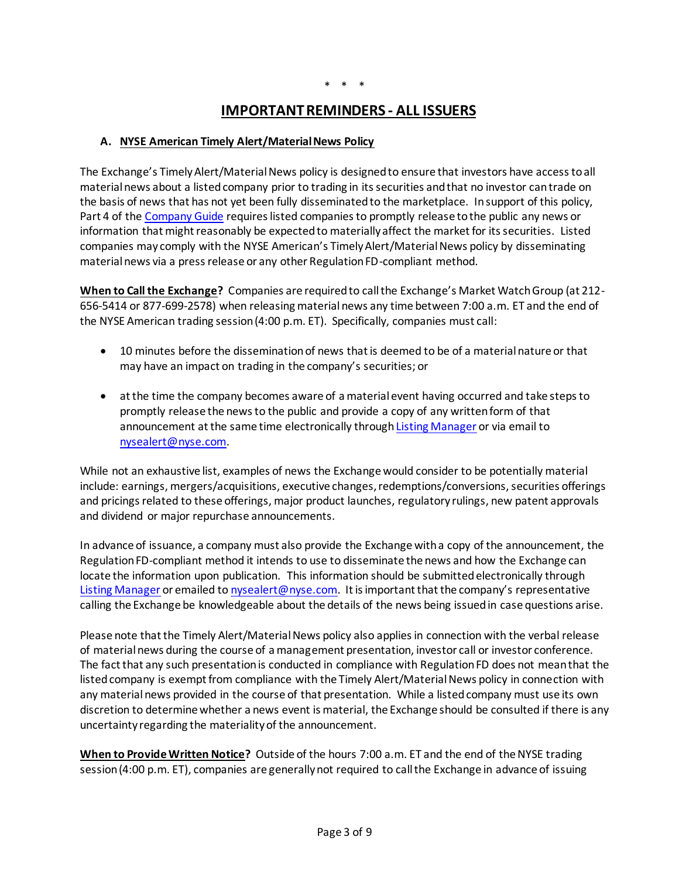\* \* \*

# IMPORTANT REMINDERS - ALL ISSUERS

## A. NYSE American Timely Alert/Material News Policy

The Exchange's Timely Alert/Material News policy is designed to ensure that investors have access to all material news about a listed company prior to trading in its securities and that no investor can trade on the basis of news that has not yet been fully disseminated to the marketplace. In support of this policy, Part 4 of the Company Guide requires listed companies to promptly release to the public any news or information that might reasonably be expected to materially affect the market for its securities. Listed companies may comply with the NYSE American's Timely Alert/Material News policy by disseminating material news via a press release or any other Regulation FD-compliant method.

**When to Call the Exchange?** Companies are required to call the Exchange's Market Watch Group (at 212-656-5414 or 877-699-2578) when releasing material news any time between 7:00 a.m. ET and the end of the NYSE American trading session (4:00 p.m. ET). Specifically, companies must call:

- 10 minutes before the dissemination of news that is deemed to be of a material nature or that may have an impact on trading in the company's securities; or
- at the time the company becomes aware of a material event having occurred and take steps to promptly release the news to the public and provide a copy of any written form of that announcement at the same time electronically through Listing Manager or via email to nysealert@nyse.com.

While not an exhaustive list, examples of news the Exchange would consider to be potentially material include: earnings, mergers/acquisitions, executive changes, redemptions/conversions, securities offerings and pricings related to these offerings, major product launches, regulatory rulings, new patent approvals and dividend or major repurchase announcements.

In advance of issuance, a company must also provide the Exchange with a copy of the announcement, the Regulation FD-compliant method it intends to use to disseminate the news and how the Exchange can locate the information upon publication. This information should be submitted electronically through Listing Manager or emailed to nysealert@nyse.com. It is important that the company's representative calling the Exchange be knowledgeable about the details of the news being issued in case questions arise.

Please note that the Timely Alert/Material News policy also applies in connection with the verbal release of material news during the course of a management presentation, investor call or investor conference. The fact that any such presentation is conducted in compliance with Regulation FD does not mean that the listed company is exempt from compliance with the Timely Alert/Material News policy in connection with any material news provided in the course of that presentation. While a listed company must use its own discretion to determine whether a news event is material, the Exchange should be consulted if there is any uncertainty regarding the materiality of the announcement.

**When to Provide Written Notice?** Outside of the hours 7:00 a.m. ET and the end of the NYSE trading session (4:00 p.m. ET), companies are generally not required to call the Exchange in advance of issuing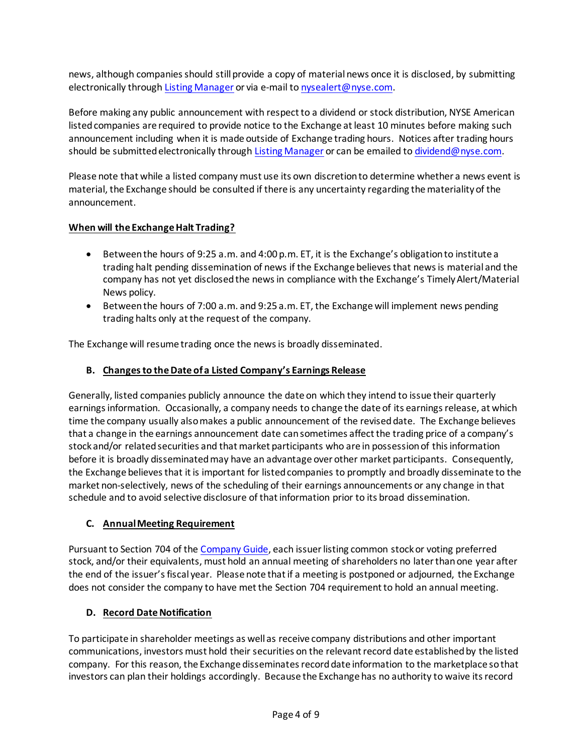news, although companies should still provide a copy of material news once it is disclosed, by submitting electronically through [Listing Manager] or via e-mail to nysealert@nyse.com.

Before making any public announcement with respect to a dividend or stock distribution, NYSE American listed companies are required to provide notice to the Exchange at least 10 minutes before making such announcement including when it is made outside of Exchange trading hours. Notices after trading hours should be submitted electronically through [Listing Manager] or can be emailed to dividend@nyse.com.

Please note that while a listed company must use its own discretion to determine whether a news event is material, the Exchange should be consulted if there is any uncertainty regarding the materiality of the announcement.

**When will the Exchange Halt Trading?**

- Between the hours of 9:25 a.m. and 4:00 p.m. ET, it is the Exchange's obligation to institute a trading halt pending dissemination of news if the Exchange believes that news is material and the company has not yet disclosed the news in compliance with the Exchange's Timely Alert/Material News policy.
- Between the hours of 7:00 a.m. and 9:25 a.m. ET, the Exchange will implement news pending trading halts only at the request of the company.

The Exchange will resume trading once the news is broadly disseminated.

### B. Changes to the Date of a Listed Company's Earnings Release

Generally, listed companies publicly announce the date on which they intend to issue their quarterly earnings information. Occasionally, a company needs to change the date of its earnings release, at which time the company usually also makes a public announcement of the revised date. The Exchange believes that a change in the earnings announcement date can sometimes affect the trading price of a company's stock and/or related securities and that market participants who are in possession of this information before it is broadly disseminated may have an advantage over other market participants. Consequently, the Exchange believes that it is important for listed companies to promptly and broadly disseminate to the market non-selectively, news of the scheduling of their earnings announcements or any change in that schedule and to avoid selective disclosure of that information prior to its broad dissemination.

### C. Annual Meeting Requirement

Pursuant to Section 704 of the [Company Guide], each issuer listing common stock or voting preferred stock, and/or their equivalents, must hold an annual meeting of shareholders no later than one year after the end of the issuer's fiscal year. Please note that if a meeting is postponed or adjourned, the Exchange does not consider the company to have met the Section 704 requirement to hold an annual meeting.

### D. Record Date Notification

To participate in shareholder meetings as well as receive company distributions and other important communications, investors must hold their securities on the relevant record date established by the listed company. For this reason, the Exchange disseminates record date information to the marketplace so that investors can plan their holdings accordingly. Because the Exchange has no authority to waive its record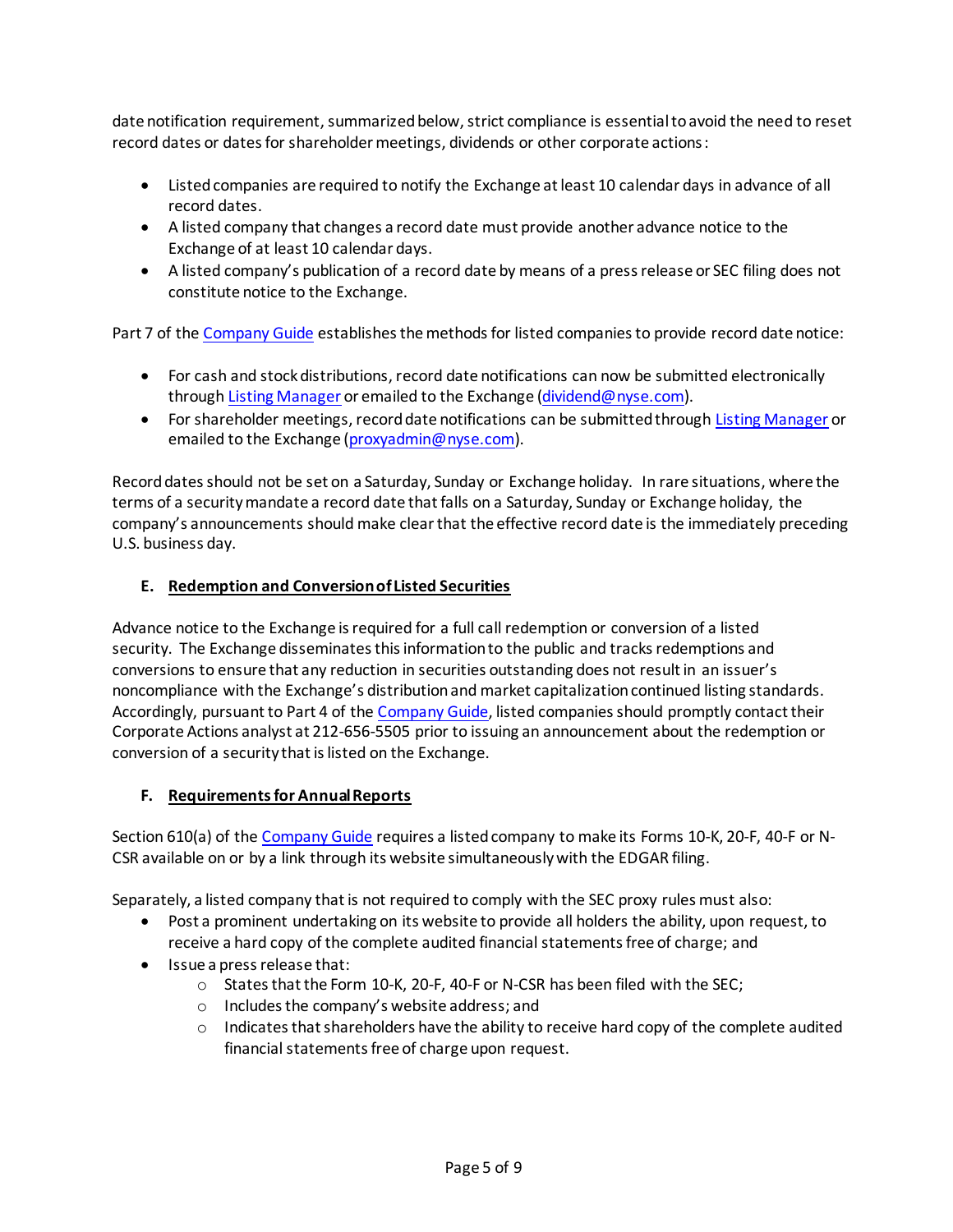date notification requirement, summarized below, strict compliance is essential to avoid the need to reset record dates or dates for shareholder meetings, dividends or other corporate actions:

- Listed companies are required to notify the Exchange at least 10 calendar days in advance of all record dates.
- A listed company that changes a record date must provide another advance notice to the Exchange of at least 10 calendar days.
- A listed company's publication of a record date by means of a press release or SEC filing does not constitute notice to the Exchange.

Part 7 of the Company Guide establishes the methods for listed companies to provide record date notice:

- For cash and stock distributions, record date notifications can now be submitted electronically through Listing Manager or emailed to the Exchange (dividend@nyse.com).
- For shareholder meetings, record date notifications can be submitted through Listing Manager or emailed to the Exchange (proxyadmin@nyse.com).

Record dates should not be set on a Saturday, Sunday or Exchange holiday. In rare situations, where the terms of a security mandate a record date that falls on a Saturday, Sunday or Exchange holiday, the company's announcements should make clear that the effective record date is the immediately preceding U.S. business day.

### E. Redemption and Conversion of Listed Securities

Advance notice to the Exchange is required for a full call redemption or conversion of a listed security. The Exchange disseminates this information to the public and tracks redemptions and conversions to ensure that any reduction in securities outstanding does not result in an issuer's noncompliance with the Exchange's distribution and market capitalization continued listing standards. Accordingly, pursuant to Part 4 of the Company Guide, listed companies should promptly contact their Corporate Actions analyst at 212-656-5505 prior to issuing an announcement about the redemption or conversion of a security that is listed on the Exchange.

### F. Requirements for Annual Reports

Section 610(a) of the Company Guide requires a listed company to make its Forms 10-K, 20-F, 40-F or N-CSR available on or by a link through its website simultaneously with the EDGAR filing.

Separately, a listed company that is not required to comply with the SEC proxy rules must also:

- Post a prominent undertaking on its website to provide all holders the ability, upon request, to receive a hard copy of the complete audited financial statements free of charge; and
- Issue a press release that:
  - States that the Form 10-K, 20-F, 40-F or N-CSR has been filed with the SEC;
  - Includes the company's website address; and
  - Indicates that shareholders have the ability to receive hard copy of the complete audited financial statements free of charge upon request.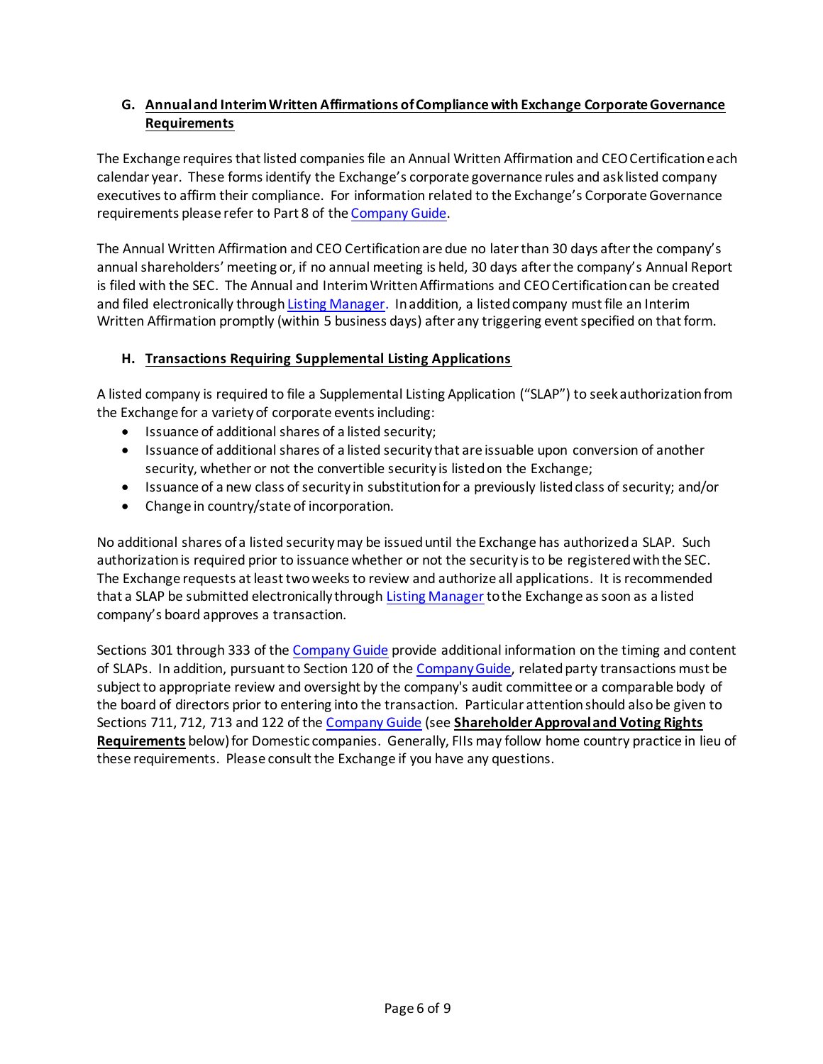### G. Annual and Interim Written Affirmations of Compliance with Exchange Corporate Governance Requirements

The Exchange requires that listed companies file an Annual Written Affirmation and CEO Certification each calendar year. These forms identify the Exchange's corporate governance rules and ask listed company executives to affirm their compliance. For information related to the Exchange's Corporate Governance requirements please refer to Part 8 of the Company Guide.

The Annual Written Affirmation and CEO Certification are due no later than 30 days after the company's annual shareholders' meeting or, if no annual meeting is held, 30 days after the company's Annual Report is filed with the SEC. The Annual and Interim Written Affirmations and CEO Certification can be created and filed electronically through Listing Manager. In addition, a listed company must file an Interim Written Affirmation promptly (within 5 business days) after any triggering event specified on that form.

### H. Transactions Requiring Supplemental Listing Applications

A listed company is required to file a Supplemental Listing Application ("SLAP") to seek authorization from the Exchange for a variety of corporate events including:

- Issuance of additional shares of a listed security;
- Issuance of additional shares of a listed security that are issuable upon conversion of another security, whether or not the convertible security is listed on the Exchange;
- Issuance of a new class of security in substitution for a previously listed class of security; and/or
- Change in country/state of incorporation.

No additional shares of a listed security may be issued until the Exchange has authorized a SLAP. Such authorization is required prior to issuance whether or not the security is to be registered with the SEC. The Exchange requests at least two weeks to review and authorize all applications. It is recommended that a SLAP be submitted electronically through Listing Manager to the Exchange as soon as a listed company's board approves a transaction.

Sections 301 through 333 of the Company Guide provide additional information on the timing and content of SLAPs. In addition, pursuant to Section 120 of the Company Guide, related party transactions must be subject to appropriate review and oversight by the company's audit committee or a comparable body of the board of directors prior to entering into the transaction. Particular attention should also be given to Sections 711, 712, 713 and 122 of the Company Guide (see **Shareholder Approval and Voting Rights Requirements** below) for Domestic companies. Generally, FIIs may follow home country practice in lieu of these requirements. Please consult the Exchange if you have any questions.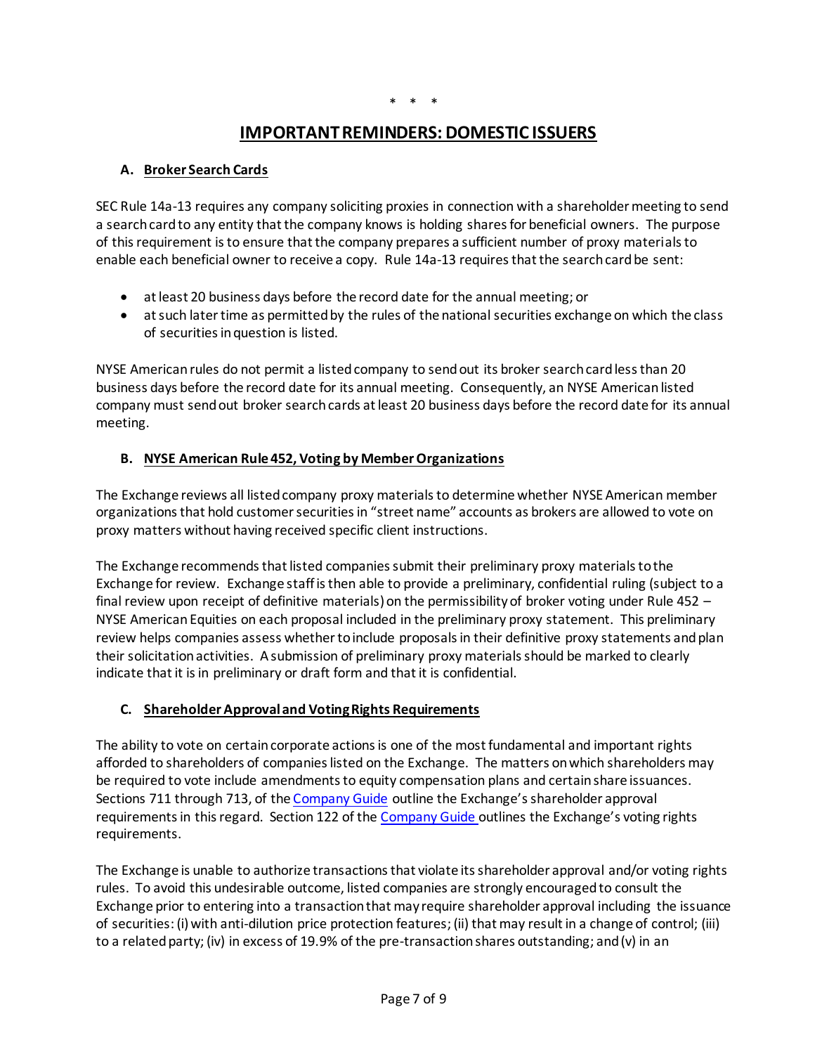\* \* \*

# IMPORTANT REMINDERS: DOMESTIC ISSUERS

### A. Broker Search Cards

SEC Rule 14a-13 requires any company soliciting proxies in connection with a shareholder meeting to send a search card to any entity that the company knows is holding shares for beneficial owners. The purpose of this requirement is to ensure that the company prepares a sufficient number of proxy materials to enable each beneficial owner to receive a copy. Rule 14a-13 requires that the search card be sent:

- at least 20 business days before the record date for the annual meeting; or
- at such later time as permitted by the rules of the national securities exchange on which the class of securities in question is listed.

NYSE American rules do not permit a listed company to send out its broker search card less than 20 business days before the record date for its annual meeting. Consequently, an NYSE American listed company must send out broker search cards at least 20 business days before the record date for its annual meeting.

### B. NYSE American Rule 452, Voting by Member Organizations

The Exchange reviews all listed company proxy materials to determine whether NYSE American member organizations that hold customer securities in "street name" accounts as brokers are allowed to vote on proxy matters without having received specific client instructions.

The Exchange recommends that listed companies submit their preliminary proxy materials to the Exchange for review. Exchange staff is then able to provide a preliminary, confidential ruling (subject to a final review upon receipt of definitive materials) on the permissibility of broker voting under Rule 452 – NYSE American Equities on each proposal included in the preliminary proxy statement. This preliminary review helps companies assess whether to include proposals in their definitive proxy statements and plan their solicitation activities. A submission of preliminary proxy materials should be marked to clearly indicate that it is in preliminary or draft form and that it is confidential.

### C. Shareholder Approval and Voting Rights Requirements

The ability to vote on certain corporate actions is one of the most fundamental and important rights afforded to shareholders of companies listed on the Exchange. The matters on which shareholders may be required to vote include amendments to equity compensation plans and certain share issuances. Sections 711 through 713, of the Company Guide outline the Exchange's shareholder approval requirements in this regard. Section 122 of the Company Guide outlines the Exchange's voting rights requirements.

The Exchange is unable to authorize transactions that violate its shareholder approval and/or voting rights rules. To avoid this undesirable outcome, listed companies are strongly encouraged to consult the Exchange prior to entering into a transaction that may require shareholder approval including the issuance of securities: (i) with anti-dilution price protection features; (ii) that may result in a change of control; (iii) to a related party; (iv) in excess of 19.9% of the pre-transaction shares outstanding; and (v) in an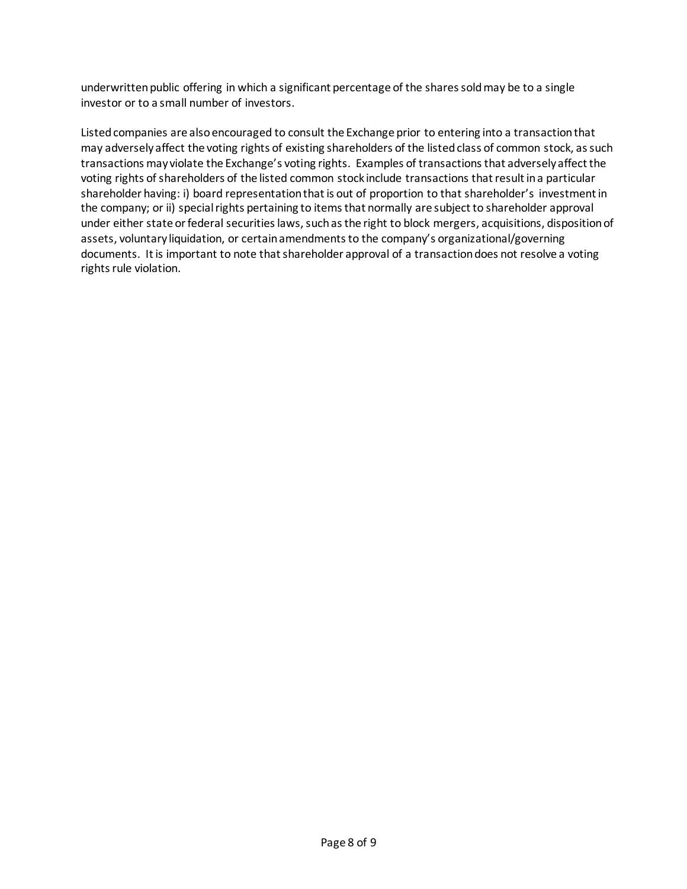underwritten public offering in which a significant percentage of the shares sold may be to a single investor or to a small number of investors.

Listed companies are also encouraged to consult the Exchange prior to entering into a transaction that may adversely affect the voting rights of existing shareholders of the listed class of common stock, as such transactions may violate the Exchange's voting rights. Examples of transactions that adversely affect the voting rights of shareholders of the listed common stock include transactions that result in a particular shareholder having: i) board representation that is out of proportion to that shareholder's investment in the company; or ii) special rights pertaining to items that normally are subject to shareholder approval under either state or federal securities laws, such as the right to block mergers, acquisitions, disposition of assets, voluntary liquidation, or certain amendments to the company's organizational/governing documents. It is important to note that shareholder approval of a transaction does not resolve a voting rights rule violation.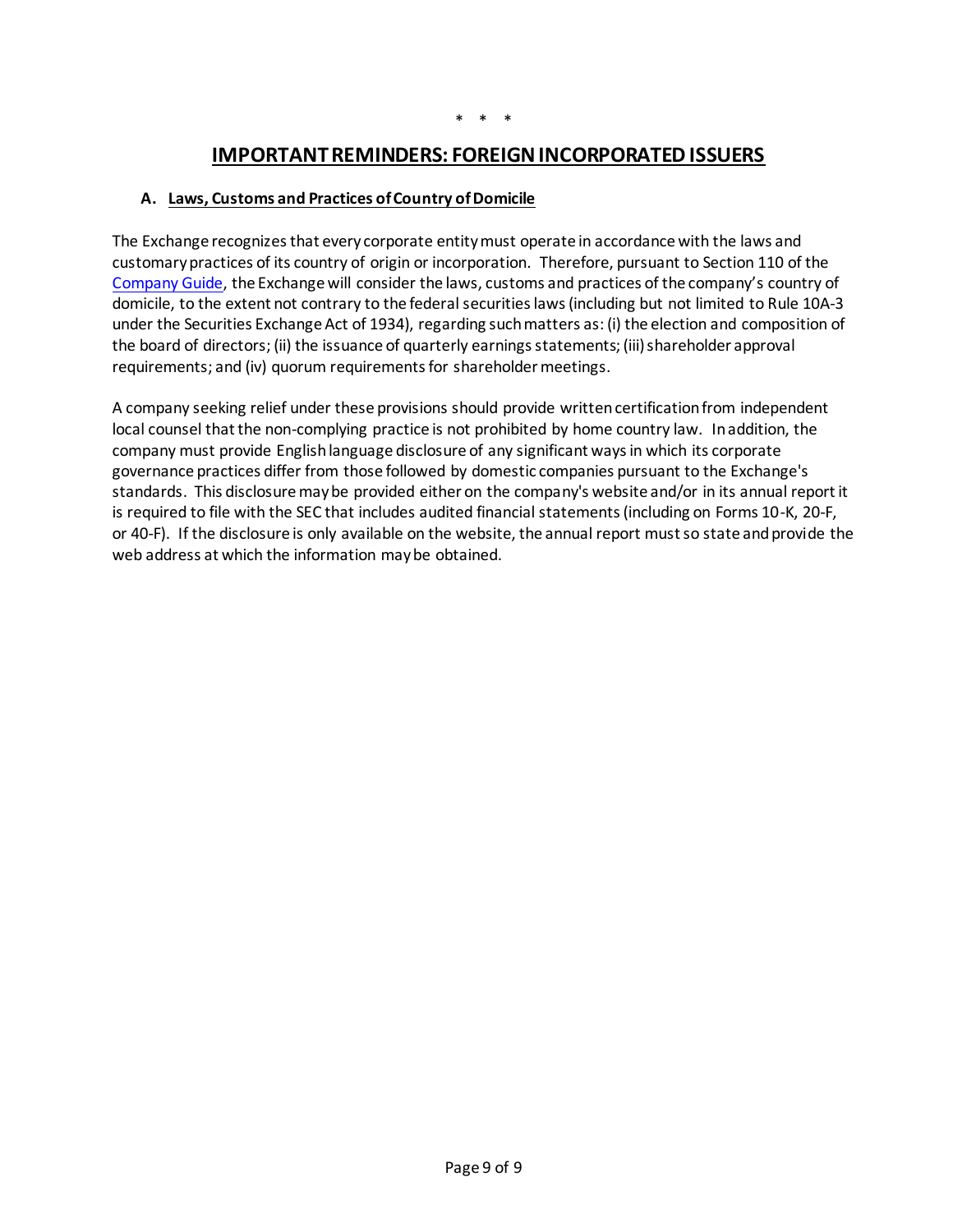\* \* \*

# IMPORTANT REMINDERS: FOREIGN INCORPORATED ISSUERS

## A. Laws, Customs and Practices of Country of Domicile

The Exchange recognizes that every corporate entity must operate in accordance with the laws and customary practices of its country of origin or incorporation. Therefore, pursuant to Section 110 of the Company Guide, the Exchange will consider the laws, customs and practices of the company's country of domicile, to the extent not contrary to the federal securities laws (including but not limited to Rule 10A-3 under the Securities Exchange Act of 1934), regarding such matters as: (i) the election and composition of the board of directors; (ii) the issuance of quarterly earnings statements; (iii) shareholder approval requirements; and (iv) quorum requirements for shareholder meetings.

A company seeking relief under these provisions should provide written certification from independent local counsel that the non-complying practice is not prohibited by home country law. In addition, the company must provide English language disclosure of any significant ways in which its corporate governance practices differ from those followed by domestic companies pursuant to the Exchange's standards. This disclosure may be provided either on the company's website and/or in its annual report it is required to file with the SEC that includes audited financial statements (including on Forms 10-K, 20-F, or 40-F). If the disclosure is only available on the website, the annual report must so state and provide the web address at which the information may be obtained.